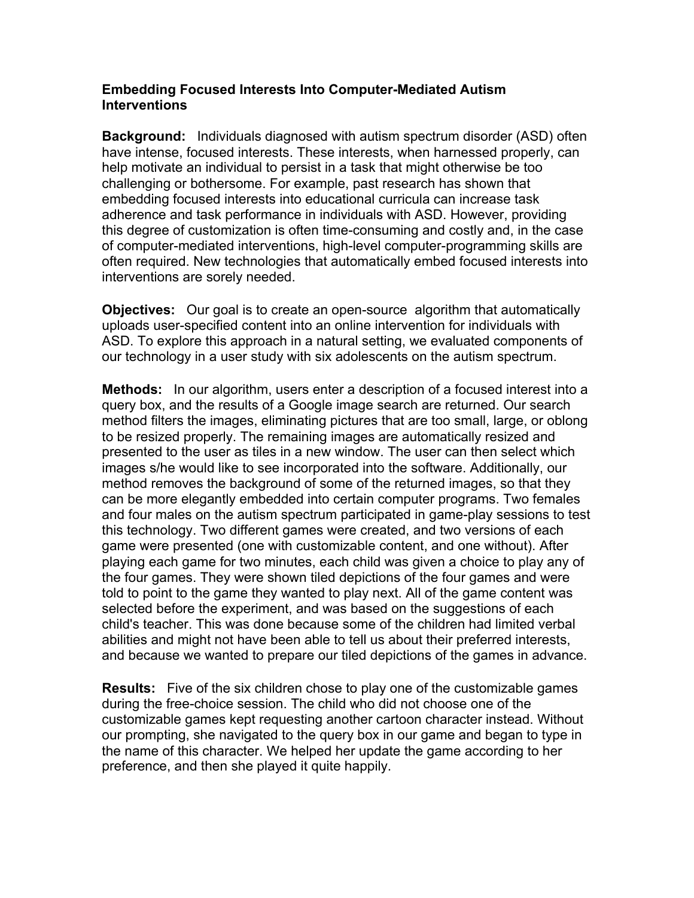**Embedding Focused Interests Into Computer-Mediated Autism Interventions**

**Background:** Individuals diagnosed with autism spectrum disorder (ASD) often have intense, focused interests. These interests, when harnessed properly, can help motivate an individual to persist in a task that might otherwise be too challenging or bothersome. For example, past research has shown that embedding focused interests into educational curricula can increase task adherence and task performance in individuals with ASD. However, providing this degree of customization is often time-consuming and costly and, in the case of computer-mediated interventions, high-level computer-programming skills are often required. New technologies that automatically embed focused interests into interventions are sorely needed.

**Objectives:** Our goal is to create an open-source algorithm that automatically uploads user-specified content into an online intervention for individuals with ASD. To explore this approach in a natural setting, we evaluated components of our technology in a user study with six adolescents on the autism spectrum.

**Methods:** In our algorithm, users enter a description of a focused interest into a query box, and the results of a Google image search are returned. Our search method filters the images, eliminating pictures that are too small, large, or oblong to be resized properly. The remaining images are automatically resized and presented to the user as tiles in a new window. The user can then select which images s/he would like to see incorporated into the software. Additionally, our method removes the background of some of the returned images, so that they can be more elegantly embedded into certain computer programs. Two females and four males on the autism spectrum participated in game-play sessions to test this technology. Two different games were created, and two versions of each game were presented (one with customizable content, and one without). After playing each game for two minutes, each child was given a choice to play any of the four games. They were shown tiled depictions of the four games and were told to point to the game they wanted to play next. All of the game content was selected before the experiment, and was based on the suggestions of each child's teacher. This was done because some of the children had limited verbal abilities and might not have been able to tell us about their preferred interests, and because we wanted to prepare our tiled depictions of the games in advance.

**Results:** Five of the six children chose to play one of the customizable games during the free-choice session. The child who did not choose one of the customizable games kept requesting another cartoon character instead. Without our prompting, she navigated to the query box in our game and began to type in the name of this character. We helped her update the game according to her preference, and then she played it quite happily.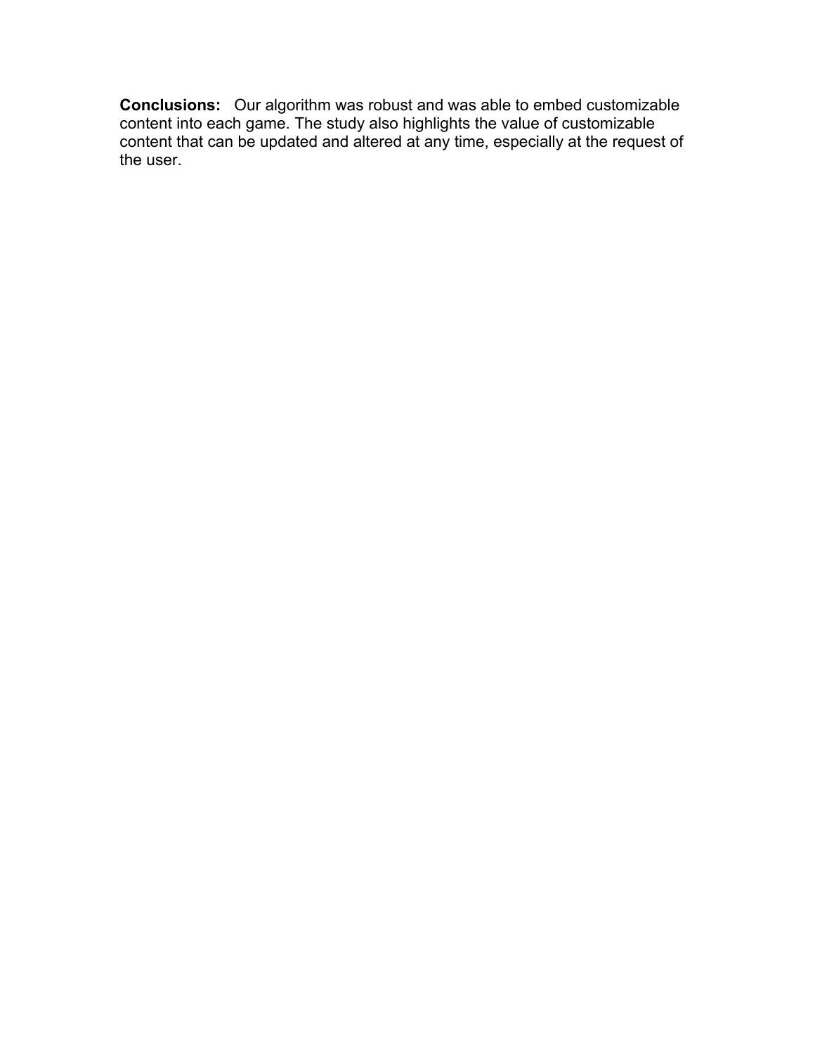**Conclusions:** Our algorithm was robust and was able to embed customizable content into each game. The study also highlights the value of customizable content that can be updated and altered at any time, especially at the request of the user.